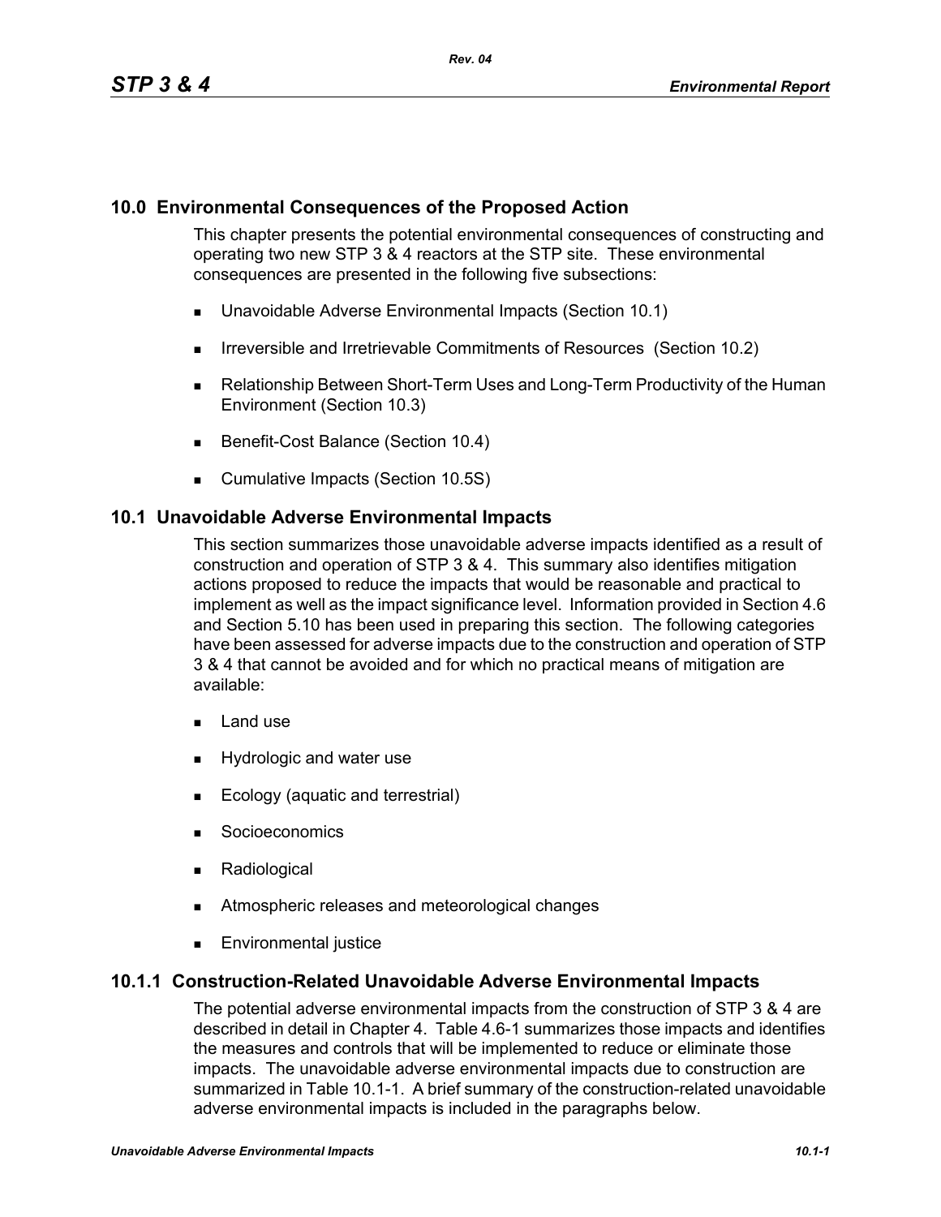## 10.0 Environmental Consequences of the Proposed Action

This chapter presents the potential environmental consequences of constructing and operating two new STP 3 & 4 reactors at the STP site. These environmental consequences are presented in the following five subsections:

- Unavoidable Adverse Environmental Impacts (Section 10.1)
- Irreversible and Irretrievable Commitments of Resources (Section 10.2)
- Relationship Between Short-Term Uses and Long-Term Productivity of the Human Environment (Section 10.3)
- Benefit-Cost Balance (Section 10.4)
- Cumulative Impacts (Section 10.5S)

## 10.1 Unavoidable Adverse Environmental Impacts

This section summarizes those unavoidable adverse impacts identified as a result of construction and operation of STP 3 & 4. This summary also identifies mitigation actions proposed to reduce the impacts that would be reasonable and practical to implement as well as the impact significance level. Information provided in Section 4.6 and Section 5.10 has been used in preparing this section. The following categories have been assessed for adverse impacts due to the construction and operation of STP 3 & 4 that cannot be avoided and for which no practical means of mitigation are available:

- Land use
- Hydrologic and water use
- Ecology (aquatic and terrestrial)
- Socioeconomics
- Radiological
- Atmospheric releases and meteorological changes
- Environmental justice

### 10.1.1 Construction-Related Unavoidable Adverse Environmental Impacts

The potential adverse environmental impacts from the construction of STP 3 & 4 are described in detail in Chapter 4. Table 4.6-1 summarizes those impacts and identifies the measures and controls that will be implemented to reduce or eliminate those impacts. The unavoidable adverse environmental impacts due to construction are summarized in Table 10.1-1. A brief summary of the construction-related unavoidable adverse environmental impacts is included in the paragraphs below.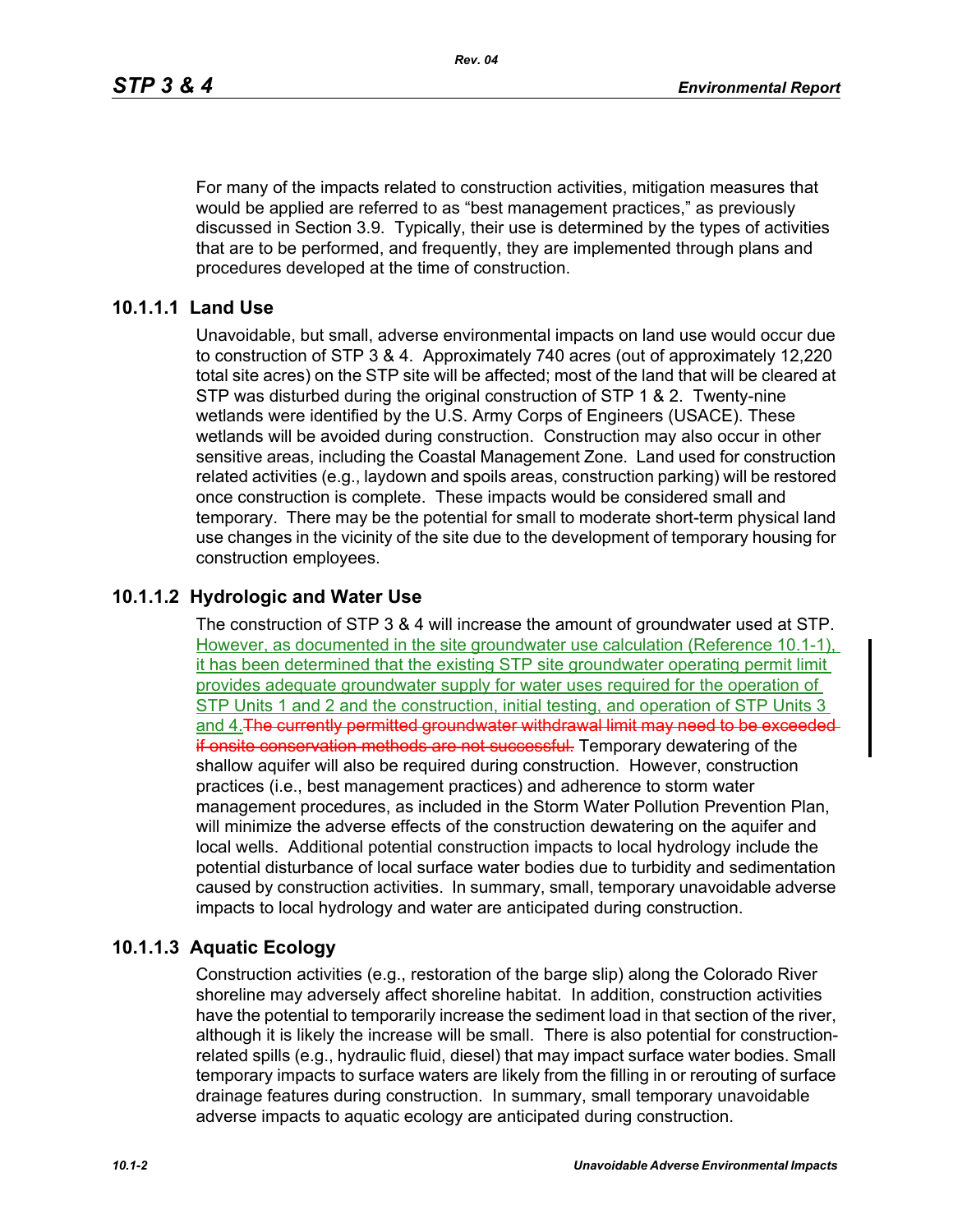For many of the impacts related to construction activities, mitigation measures that would be applied are referred to as "best management practices," as previously discussed in Section 3.9. Typically, their use is determined by the types of activities that are to be performed, and frequently, they are implemented through plans and procedures developed at the time of construction.

### 10.1.1.1 Land Use

Unavoidable, but small, adverse environmental impacts on land use would occur due to construction of STP 3 & 4. Approximately 740 acres (out of approximately 12,220 total site acres) on the STP site will be affected; most of the land that will be cleared at STP was disturbed during the original construction of STP 1 & 2. Twenty-nine wetlands were identified by the U.S. Army Corps of Engineers (USACE). These wetlands will be avoided during construction. Construction may also occur in other sensitive areas, including the Coastal Management Zone. Land used for construction related activities (e.g., laydown and spoils areas, construction parking) will be restored once construction is complete. These impacts would be considered small and temporary. There may be the potential for small to moderate short-term physical land use changes in the vicinity of the site due to the development of temporary housing for construction employees.

### 10.1.1.2 Hydrologic and Water Use

The construction of STP 3 & 4 will increase the amount of groundwater used at STP. However, as documented in the site groundwater use calculation (Reference 10.1-1), it has been determined that the existing STP site groundwater operating permit limit provides adequate groundwater supply for water uses required for the operation of STP Units 1 and 2 and the construction, initial testing, and operation of STP Units 3 and 4.~~The currently permitted groundwater withdrawal limit may need to be exceeded if onsite conservation methods are not successful.~~ Temporary dewatering of the shallow aquifer will also be required during construction. However, construction practices (i.e., best management practices) and adherence to storm water management procedures, as included in the Storm Water Pollution Prevention Plan, will minimize the adverse effects of the construction dewatering on the aquifer and local wells. Additional potential construction impacts to local hydrology include the potential disturbance of local surface water bodies due to turbidity and sedimentation caused by construction activities. In summary, small, temporary unavoidable adverse impacts to local hydrology and water are anticipated during construction.

### 10.1.1.3 Aquatic Ecology

Construction activities (e.g., restoration of the barge slip) along the Colorado River shoreline may adversely affect shoreline habitat. In addition, construction activities have the potential to temporarily increase the sediment load in that section of the river, although it is likely the increase will be small. There is also potential for construction-related spills (e.g., hydraulic fluid, diesel) that may impact surface water bodies. Small temporary impacts to surface waters are likely from the filling in or rerouting of surface drainage features during construction. In summary, small temporary unavoidable adverse impacts to aquatic ecology are anticipated during construction.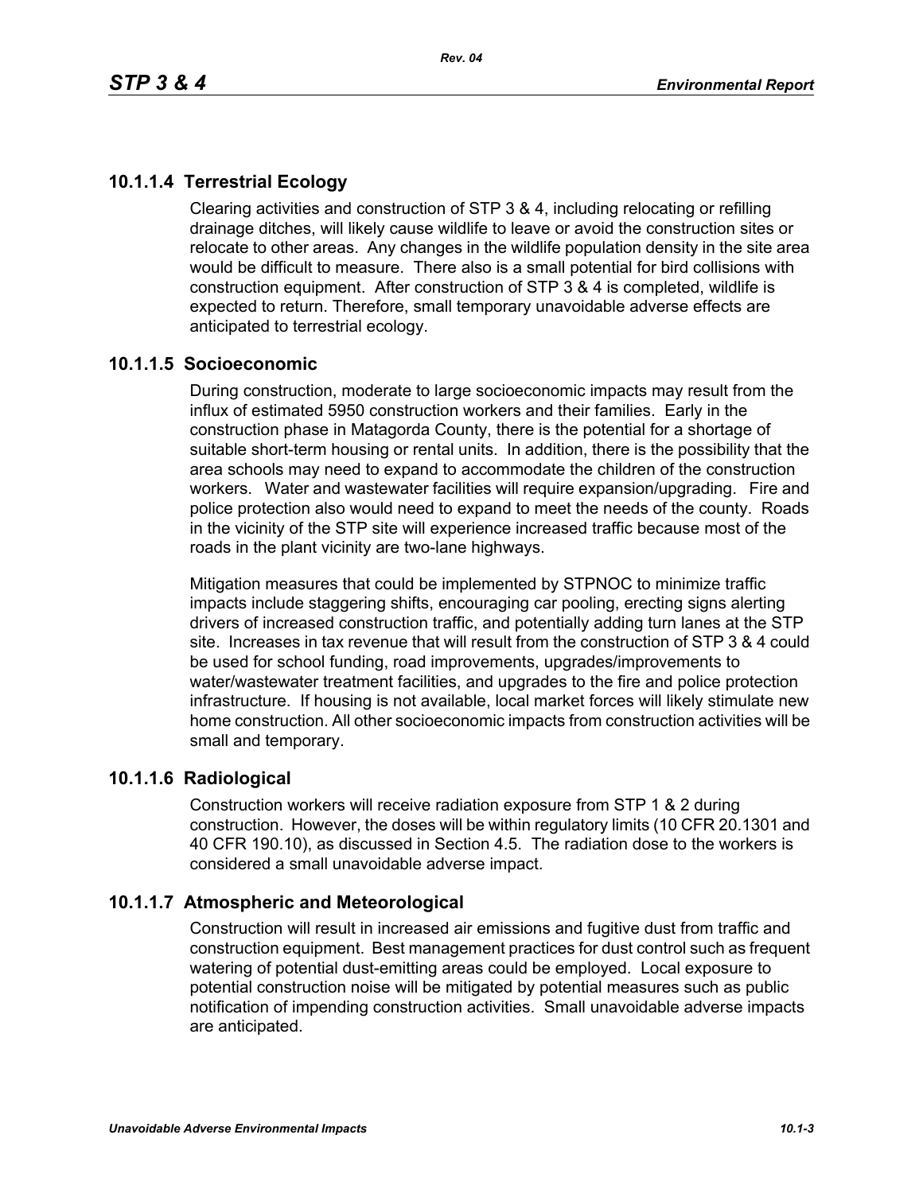### 10.1.1.4 Terrestrial Ecology

Clearing activities and construction of STP 3 & 4, including relocating or refilling drainage ditches, will likely cause wildlife to leave or avoid the construction sites or relocate to other areas. Any changes in the wildlife population density in the site area would be difficult to measure. There also is a small potential for bird collisions with construction equipment. After construction of STP 3 & 4 is completed, wildlife is expected to return. Therefore, small temporary unavoidable adverse effects are anticipated to terrestrial ecology.

### 10.1.1.5 Socioeconomic

During construction, moderate to large socioeconomic impacts may result from the influx of estimated 5950 construction workers and their families. Early in the construction phase in Matagorda County, there is the potential for a shortage of suitable short-term housing or rental units. In addition, there is the possibility that the area schools may need to expand to accommodate the children of the construction workers. Water and wastewater facilities will require expansion/upgrading. Fire and police protection also would need to expand to meet the needs of the county. Roads in the vicinity of the STP site will experience increased traffic because most of the roads in the plant vicinity are two-lane highways.

Mitigation measures that could be implemented by STPNOC to minimize traffic impacts include staggering shifts, encouraging car pooling, erecting signs alerting drivers of increased construction traffic, and potentially adding turn lanes at the STP site. Increases in tax revenue that will result from the construction of STP 3 & 4 could be used for school funding, road improvements, upgrades/improvements to water/wastewater treatment facilities, and upgrades to the fire and police protection infrastructure. If housing is not available, local market forces will likely stimulate new home construction. All other socioeconomic impacts from construction activities will be small and temporary.

### 10.1.1.6 Radiological

Construction workers will receive radiation exposure from STP 1 & 2 during construction. However, the doses will be within regulatory limits (10 CFR 20.1301 and 40 CFR 190.10), as discussed in Section 4.5. The radiation dose to the workers is considered a small unavoidable adverse impact.

### 10.1.1.7 Atmospheric and Meteorological

Construction will result in increased air emissions and fugitive dust from traffic and construction equipment. Best management practices for dust control such as frequent watering of potential dust-emitting areas could be employed. Local exposure to potential construction noise will be mitigated by potential measures such as public notification of impending construction activities. Small unavoidable adverse impacts are anticipated.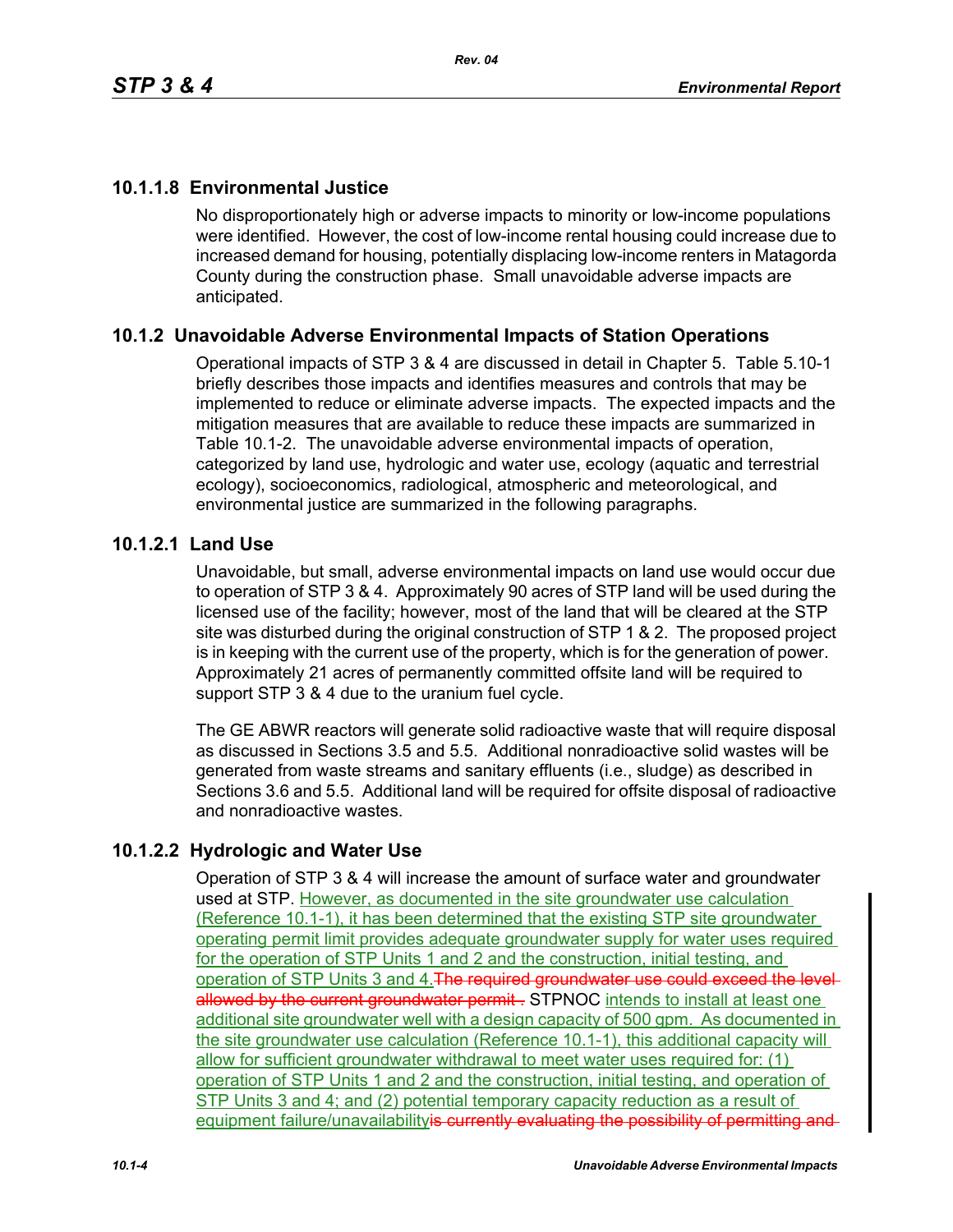### 10.1.1.8 Environmental Justice

No disproportionately high or adverse impacts to minority or low-income populations were identified. However, the cost of low-income rental housing could increase due to increased demand for housing, potentially displacing low-income renters in Matagorda County during the construction phase. Small unavoidable adverse impacts are anticipated.

## 10.1.2 Unavoidable Adverse Environmental Impacts of Station Operations

Operational impacts of STP 3 & 4 are discussed in detail in Chapter 5. Table 5.10-1 briefly describes those impacts and identifies measures and controls that may be implemented to reduce or eliminate adverse impacts. The expected impacts and the mitigation measures that are available to reduce these impacts are summarized in Table 10.1-2. The unavoidable adverse environmental impacts of operation, categorized by land use, hydrologic and water use, ecology (aquatic and terrestrial ecology), socioeconomics, radiological, atmospheric and meteorological, and environmental justice are summarized in the following paragraphs.

### 10.1.2.1 Land Use

Unavoidable, but small, adverse environmental impacts on land use would occur due to operation of STP 3 & 4. Approximately 90 acres of STP land will be used during the licensed use of the facility; however, most of the land that will be cleared at the STP site was disturbed during the original construction of STP 1 & 2. The proposed project is in keeping with the current use of the property, which is for the generation of power. Approximately 21 acres of permanently committed offsite land will be required to support STP 3 & 4 due to the uranium fuel cycle.

The GE ABWR reactors will generate solid radioactive waste that will require disposal as discussed in Sections 3.5 and 5.5. Additional nonradioactive solid wastes will be generated from waste streams and sanitary effluents (i.e., sludge) as described in Sections 3.6 and 5.5. Additional land will be required for offsite disposal of radioactive and nonradioactive wastes.

### 10.1.2.2 Hydrologic and Water Use

Operation of STP 3 & 4 will increase the amount of surface water and groundwater used at STP. However, as documented in the site groundwater use calculation (Reference 10.1-1), it has been determined that the existing STP site groundwater operating permit limit provides adequate groundwater supply for water uses required for the operation of STP Units 1 and 2 and the construction, initial testing, and operation of STP Units 3 and 4.~~The required groundwater use could exceed the level allowed by the current groundwater permit .~~ STPNOC intends to install at least one additional site groundwater well with a design capacity of 500 gpm. As documented in the site groundwater use calculation (Reference 10.1-1), this additional capacity will allow for sufficient groundwater withdrawal to meet water uses required for: (1) operation of STP Units 1 and 2 and the construction, initial testing, and operation of STP Units 3 and 4; and (2) potential temporary capacity reduction as a result of equipment failure/unavailability~~is currently evaluating the possibility of permitting and~~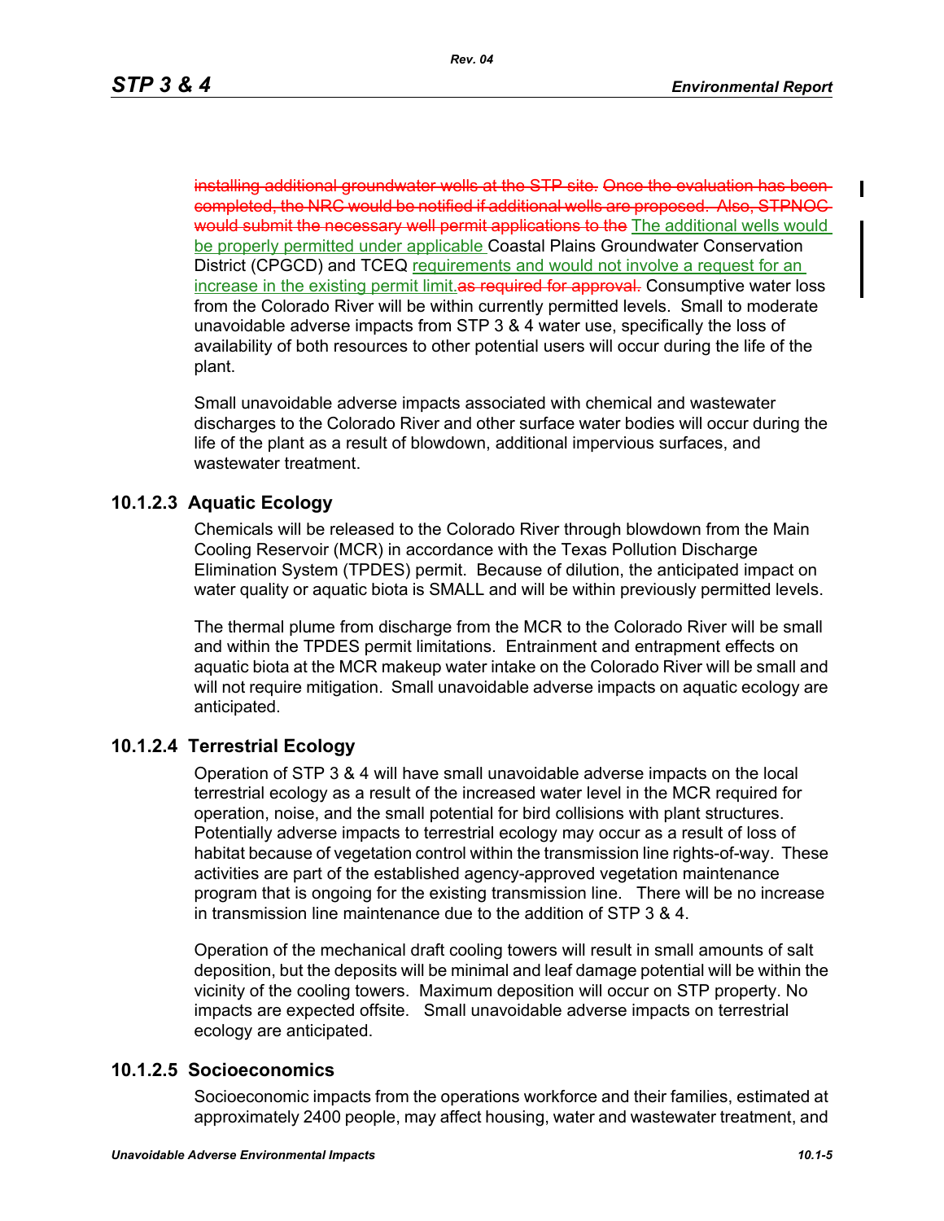~~installing additional groundwater wells at the STP site. Once the evaluation has been completed, the NRC would be notified if additional wells are proposed. Also, STPNOC would submit the necessary well permit applications to the~~ The additional wells would be properly permitted under applicable Coastal Plains Groundwater Conservation District (CPGCD) and TCEQ requirements and would not involve a request for an increase in the existing permit limit.~~as required for approval.~~ Consumptive water loss from the Colorado River will be within currently permitted levels. Small to moderate unavoidable adverse impacts from STP 3 & 4 water use, specifically the loss of availability of both resources to other potential users will occur during the life of the plant.

Small unavoidable adverse impacts associated with chemical and wastewater discharges to the Colorado River and other surface water bodies will occur during the life of the plant as a result of blowdown, additional impervious surfaces, and wastewater treatment.

### 10.1.2.3 Aquatic Ecology

Chemicals will be released to the Colorado River through blowdown from the Main Cooling Reservoir (MCR) in accordance with the Texas Pollution Discharge Elimination System (TPDES) permit. Because of dilution, the anticipated impact on water quality or aquatic biota is SMALL and will be within previously permitted levels.

The thermal plume from discharge from the MCR to the Colorado River will be small and within the TPDES permit limitations. Entrainment and entrapment effects on aquatic biota at the MCR makeup water intake on the Colorado River will be small and will not require mitigation. Small unavoidable adverse impacts on aquatic ecology are anticipated.

### 10.1.2.4 Terrestrial Ecology

Operation of STP 3 & 4 will have small unavoidable adverse impacts on the local terrestrial ecology as a result of the increased water level in the MCR required for operation, noise, and the small potential for bird collisions with plant structures. Potentially adverse impacts to terrestrial ecology may occur as a result of loss of habitat because of vegetation control within the transmission line rights-of-way. These activities are part of the established agency-approved vegetation maintenance program that is ongoing for the existing transmission line. There will be no increase in transmission line maintenance due to the addition of STP 3 & 4.

Operation of the mechanical draft cooling towers will result in small amounts of salt deposition, but the deposits will be minimal and leaf damage potential will be within the vicinity of the cooling towers. Maximum deposition will occur on STP property. No impacts are expected offsite. Small unavoidable adverse impacts on terrestrial ecology are anticipated.

### 10.1.2.5 Socioeconomics

Socioeconomic impacts from the operations workforce and their families, estimated at approximately 2400 people, may affect housing, water and wastewater treatment, and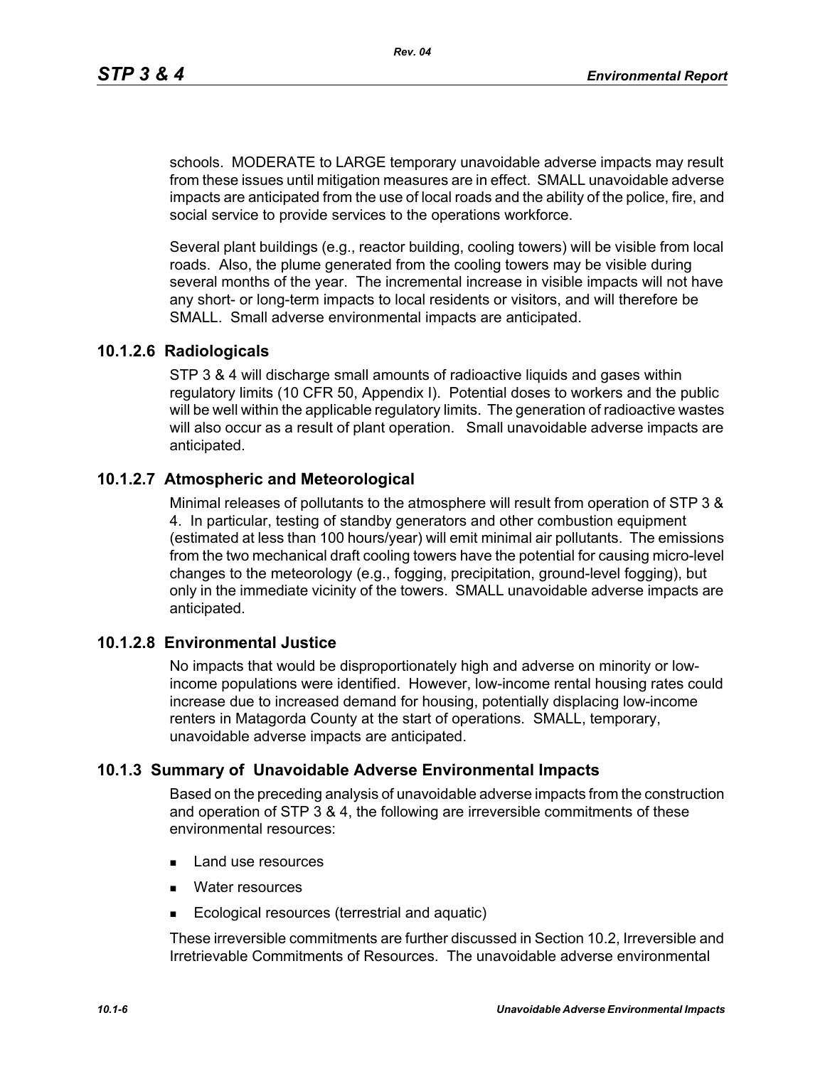schools. MODERATE to LARGE temporary unavoidable adverse impacts may result from these issues until mitigation measures are in effect. SMALL unavoidable adverse impacts are anticipated from the use of local roads and the ability of the police, fire, and social service to provide services to the operations workforce.

Several plant buildings (e.g., reactor building, cooling towers) will be visible from local roads. Also, the plume generated from the cooling towers may be visible during several months of the year. The incremental increase in visible impacts will not have any short- or long-term impacts to local residents or visitors, and will therefore be SMALL. Small adverse environmental impacts are anticipated.

### 10.1.2.6 Radiologicals

STP 3 & 4 will discharge small amounts of radioactive liquids and gases within regulatory limits (10 CFR 50, Appendix I). Potential doses to workers and the public will be well within the applicable regulatory limits. The generation of radioactive wastes will also occur as a result of plant operation. Small unavoidable adverse impacts are anticipated.

### 10.1.2.7 Atmospheric and Meteorological

Minimal releases of pollutants to the atmosphere will result from operation of STP 3 & 4. In particular, testing of standby generators and other combustion equipment (estimated at less than 100 hours/year) will emit minimal air pollutants. The emissions from the two mechanical draft cooling towers have the potential for causing micro-level changes to the meteorology (e.g., fogging, precipitation, ground-level fogging), but only in the immediate vicinity of the towers. SMALL unavoidable adverse impacts are anticipated.

### 10.1.2.8 Environmental Justice

No impacts that would be disproportionately high and adverse on minority or low-income populations were identified. However, low-income rental housing rates could increase due to increased demand for housing, potentially displacing low-income renters in Matagorda County at the start of operations. SMALL, temporary, unavoidable adverse impacts are anticipated.

## 10.1.3 Summary of Unavoidable Adverse Environmental Impacts

Based on the preceding analysis of unavoidable adverse impacts from the construction and operation of STP 3 & 4, the following are irreversible commitments of these environmental resources:

- Land use resources
- Water resources
- Ecological resources (terrestrial and aquatic)

These irreversible commitments are further discussed in Section 10.2, Irreversible and Irretrievable Commitments of Resources. The unavoidable adverse environmental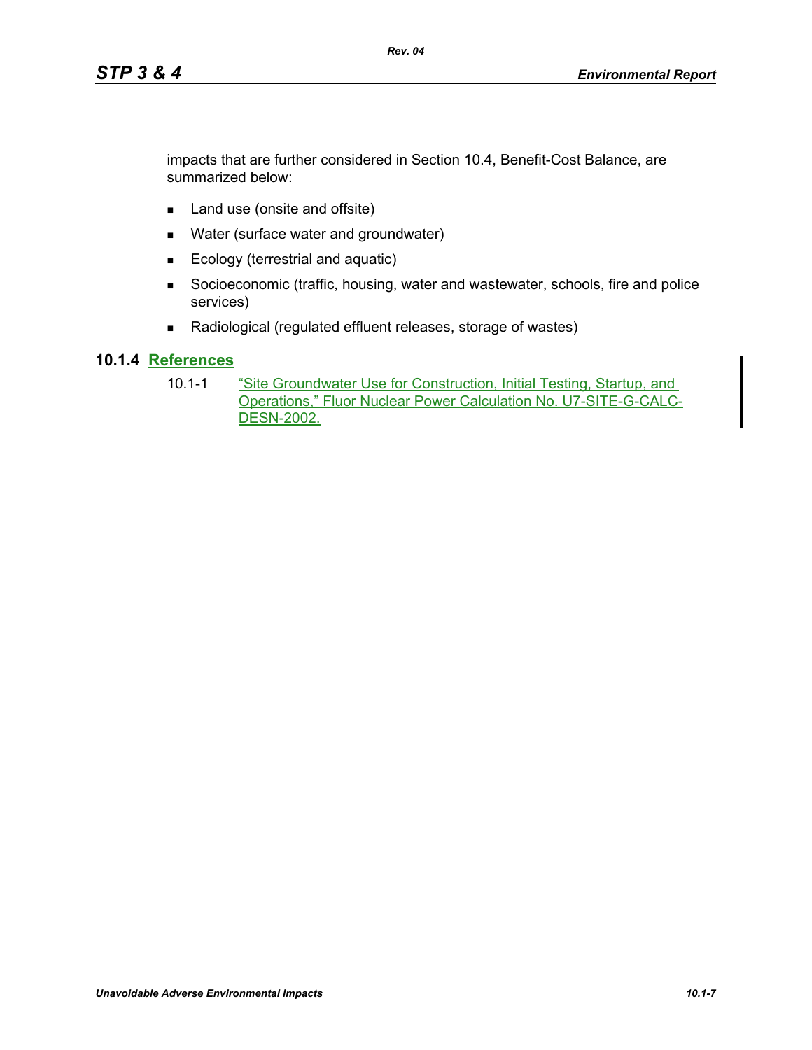impacts that are further considered in Section 10.4, Benefit-Cost Balance, are summarized below:

- Land use (onsite and offsite)
- Water (surface water and groundwater)
- Ecology (terrestrial and aquatic)
- Socioeconomic (traffic, housing, water and wastewater, schools, fire and police services)
- Radiological (regulated effluent releases, storage of wastes)

### 10.1.4 References

10.1-1 "Site Groundwater Use for Construction, Initial Testing, Startup, and Operations," Fluor Nuclear Power Calculation No. U7-SITE-G-CALC-DESN-2002.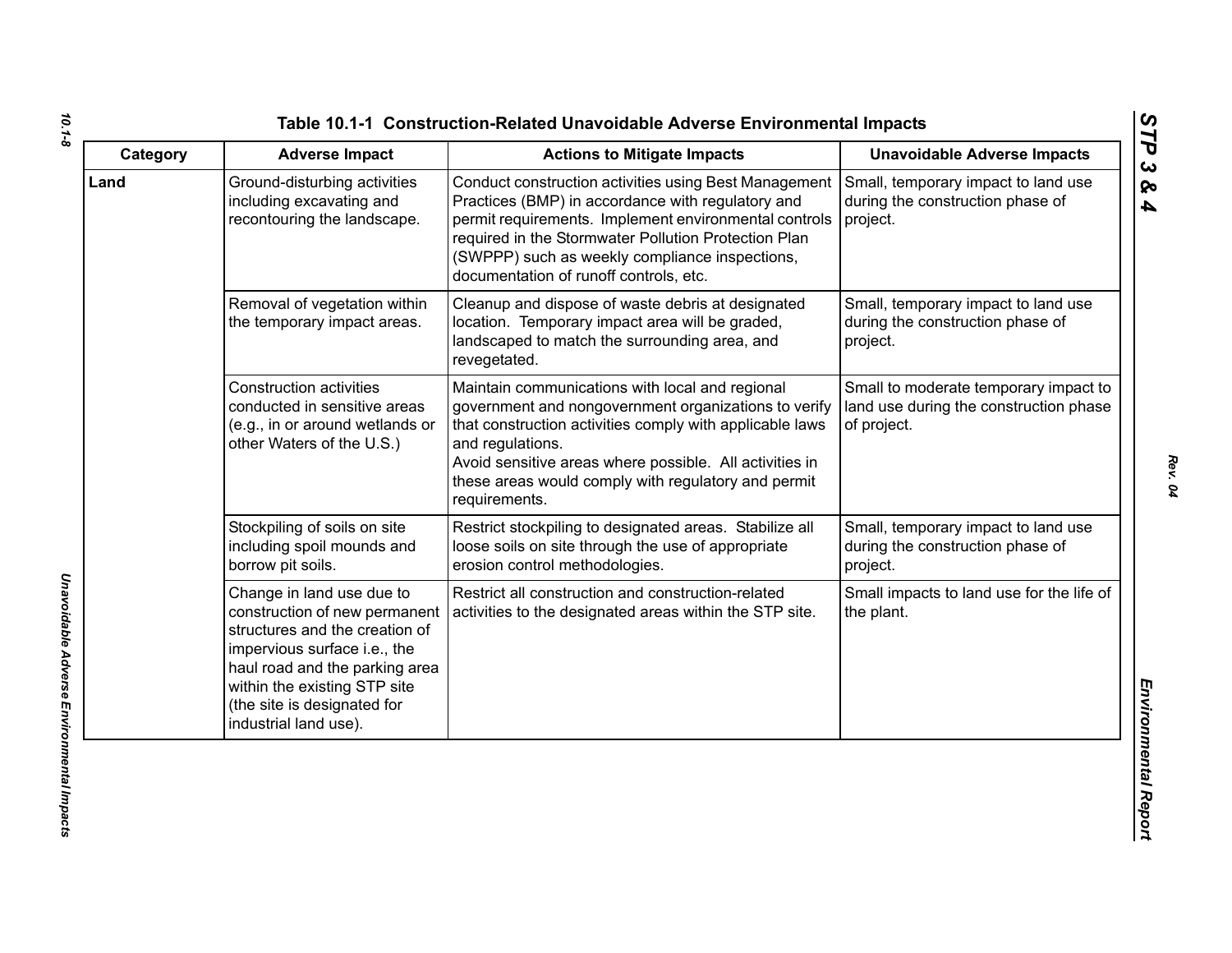# Table 10.1-1 Construction-Related Unavoidable Adverse Environmental Impacts

| Category | Adverse Impact | Actions to Mitigate Impacts | Unavoidable Adverse Impacts |
|---|---|---|---|
| **Land** | Ground-disturbing activities including excavating and recontouring the landscape. | Conduct construction activities using Best Management Practices (BMP) in accordance with regulatory and permit requirements. Implement environmental controls required in the Stormwater Pollution Protection Plan (SWPPP) such as weekly compliance inspections, documentation of runoff controls, etc. | Small, temporary impact to land use during the construction phase of project. |
| | Removal of vegetation within the temporary impact areas. | Cleanup and dispose of waste debris at designated location. Temporary impact area will be graded, landscaped to match the surrounding area, and revegetated. | Small, temporary impact to land use during the construction phase of project. |
| | Construction activities conducted in sensitive areas (e.g., in or around wetlands or other Waters of the U.S.) | Maintain communications with local and regional government and nongovernment organizations to verify that construction activities comply with applicable laws and regulations.<br>Avoid sensitive areas where possible. All activities in these areas would comply with regulatory and permit requirements. | Small to moderate temporary impact to land use during the construction phase of project. |
| | Stockpiling of soils on site including spoil mounds and borrow pit soils. | Restrict stockpiling to designated areas. Stabilize all loose soils on site through the use of appropriate erosion control methodologies. | Small, temporary impact to land use during the construction phase of project. |
| | Change in land use due to construction of new permanent structures and the creation of impervious surface i.e., the haul road and the parking area within the existing STP site (the site is designated for industrial land use). | Restrict all construction and construction-related activities to the designated areas within the STP site. | Small impacts to land use for the life of the plant. |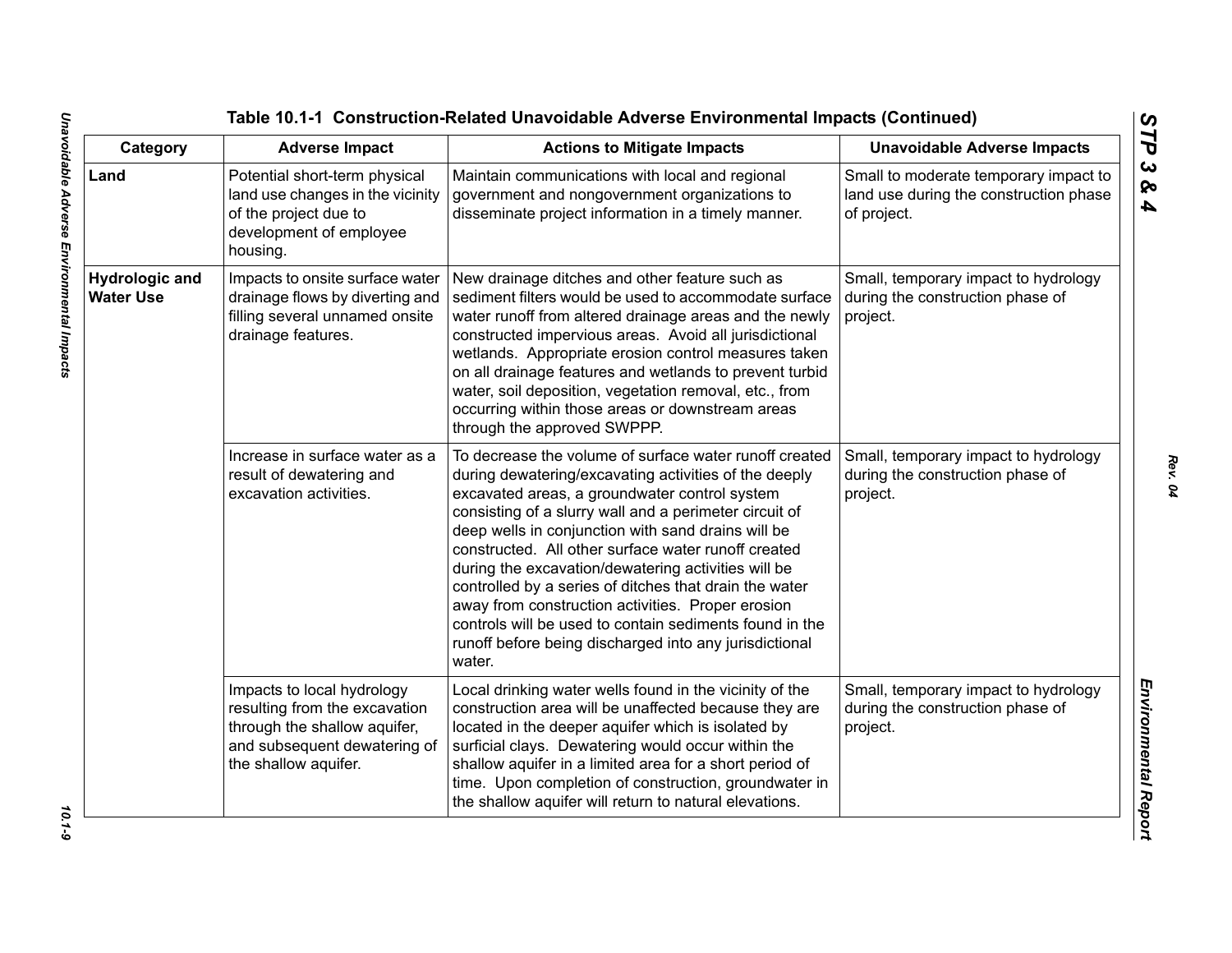## Table 10.1-1 Construction-Related Unavoidable Adverse Environmental Impacts (Continued)

| Category | Adverse Impact | Actions to Mitigate Impacts | Unavoidable Adverse Impacts |
|---|---|---|---|
| **Land** | Potential short-term physical land use changes in the vicinity of the project due to development of employee housing. | Maintain communications with local and regional government and nongovernment organizations to disseminate project information in a timely manner. | Small to moderate temporary impact to land use during the construction phase of project. |
| **Hydrologic and Water Use** | Impacts to onsite surface water drainage flows by diverting and filling several unnamed onsite drainage features. | New drainage ditches and other feature such as sediment filters would be used to accommodate surface water runoff from altered drainage areas and the newly constructed impervious areas. Avoid all jurisdictional wetlands. Appropriate erosion control measures taken on all drainage features and wetlands to prevent turbid water, soil deposition, vegetation removal, etc., from occurring within those areas or downstream areas through the approved SWPPP. | Small, temporary impact to hydrology during the construction phase of project. |
| | Increase in surface water as a result of dewatering and excavation activities. | To decrease the volume of surface water runoff created during dewatering/excavating activities of the deeply excavated areas, a groundwater control system consisting of a slurry wall and a perimeter circuit of deep wells in conjunction with sand drains will be constructed. All other surface water runoff created during the excavation/dewatering activities will be controlled by a series of ditches that drain the water away from construction activities. Proper erosion controls will be used to contain sediments found in the runoff before being discharged into any jurisdictional water. | Small, temporary impact to hydrology during the construction phase of project. |
| | Impacts to local hydrology resulting from the excavation through the shallow aquifer, and subsequent dewatering of the shallow aquifer. | Local drinking water wells found in the vicinity of the construction area will be unaffected because they are located in the deeper aquifer which is isolated by surficial clays. Dewatering would occur within the shallow aquifer in a limited area for a short period of time. Upon completion of construction, groundwater in the shallow aquifer will return to natural elevations. | Small, temporary impact to hydrology during the construction phase of project. |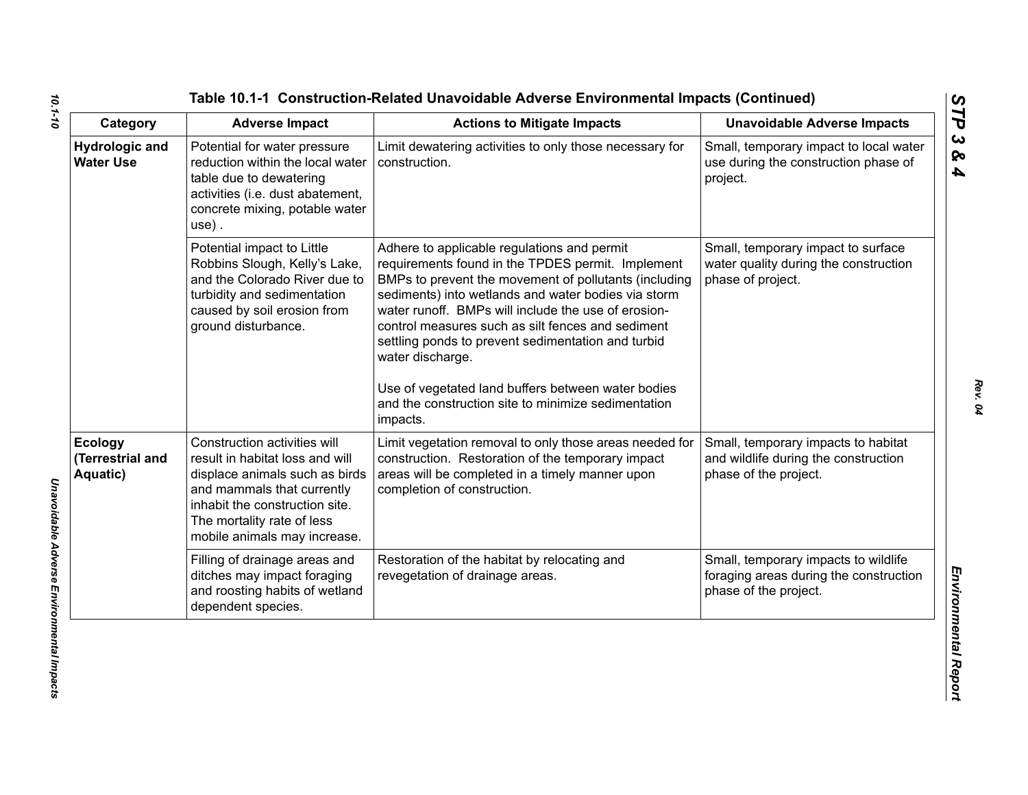## Table 10.1-1 Construction-Related Unavoidable Adverse Environmental Impacts (Continued)

| Category | Adverse Impact | Actions to Mitigate Impacts | Unavoidable Adverse Impacts |
|---|---|---|---|
| **Hydrologic and Water Use** | Potential for water pressure reduction within the local water table due to dewatering activities (i.e. dust abatement, concrete mixing, potable water use) . | Limit dewatering activities to only those necessary for construction. | Small, temporary impact to local water use during the construction phase of project. |
| | Potential impact to Little Robbins Slough, Kelly's Lake, and the Colorado River due to turbidity and sedimentation caused by soil erosion from ground disturbance. | Adhere to applicable regulations and permit requirements found in the TPDES permit. Implement BMPs to prevent the movement of pollutants (including sediments) into wetlands and water bodies via storm water runoff. BMPs will include the use of erosion-control measures such as silt fences and sediment settling ponds to prevent sedimentation and turbid water discharge.<br><br>Use of vegetated land buffers between water bodies and the construction site to minimize sedimentation impacts. | Small, temporary impact to surface water quality during the construction phase of project. |
| **Ecology (Terrestrial and Aquatic)** | Construction activities will result in habitat loss and will displace animals such as birds and mammals that currently inhabit the construction site. The mortality rate of less mobile animals may increase. | Limit vegetation removal to only those areas needed for construction. Restoration of the temporary impact areas will be completed in a timely manner upon completion of construction. | Small, temporary impacts to habitat and wildlife during the construction phase of the project. |
| | Filling of drainage areas and ditches may impact foraging and roosting habits of wetland dependent species. | Restoration of the habitat by relocating and revegetation of drainage areas. | Small, temporary impacts to wildlife foraging areas during the construction phase of the project. |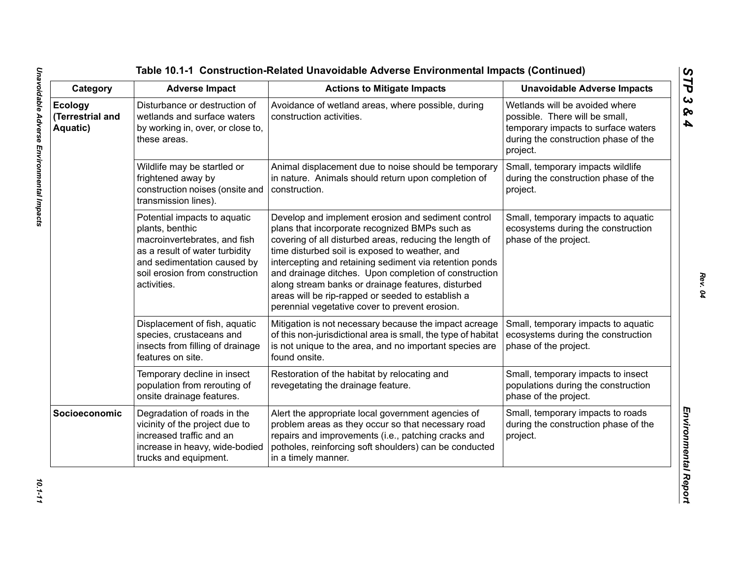## Table 10.1-1 Construction-Related Unavoidable Adverse Environmental Impacts (Continued)

| Category | Adverse Impact | Actions to Mitigate Impacts | Unavoidable Adverse Impacts |
|---|---|---|---|
| **Ecology (Terrestrial and Aquatic)** | Disturbance or destruction of wetlands and surface waters by working in, over, or close to, these areas. | Avoidance of wetland areas, where possible, during construction activities. | Wetlands will be avoided where possible. There will be small, temporary impacts to surface waters during the construction phase of the project. |
| | Wildlife may be startled or frightened away by construction noises (onsite and transmission lines). | Animal displacement due to noise should be temporary in nature. Animals should return upon completion of construction. | Small, temporary impacts wildlife during the construction phase of the project. |
| | Potential impacts to aquatic plants, benthic macroinvertebrates, and fish as a result of water turbidity and sedimentation caused by soil erosion from construction activities. | Develop and implement erosion and sediment control plans that incorporate recognized BMPs such as covering of all disturbed areas, reducing the length of time disturbed soil is exposed to weather, and intercepting and retaining sediment via retention ponds and drainage ditches. Upon completion of construction along stream banks or drainage features, disturbed areas will be rip-rapped or seeded to establish a perennial vegetative cover to prevent erosion. | Small, temporary impacts to aquatic ecosystems during the construction phase of the project. |
| | Displacement of fish, aquatic species, crustaceans and insects from filling of drainage features on site. | Mitigation is not necessary because the impact acreage of this non-jurisdictional area is small, the type of habitat is not unique to the area, and no important species are found onsite. | Small, temporary impacts to aquatic ecosystems during the construction phase of the project. |
| | Temporary decline in insect population from rerouting of onsite drainage features. | Restoration of the habitat by relocating and revegetating the drainage feature. | Small, temporary impacts to insect populations during the construction phase of the project. |
| **Socioeconomic** | Degradation of roads in the vicinity of the project due to increased traffic and an increase in heavy, wide-bodied trucks and equipment. | Alert the appropriate local government agencies of problem areas as they occur so that necessary road repairs and improvements (i.e., patching cracks and potholes, reinforcing soft shoulders) can be conducted in a timely manner. | Small, temporary impacts to roads during the construction phase of the project. |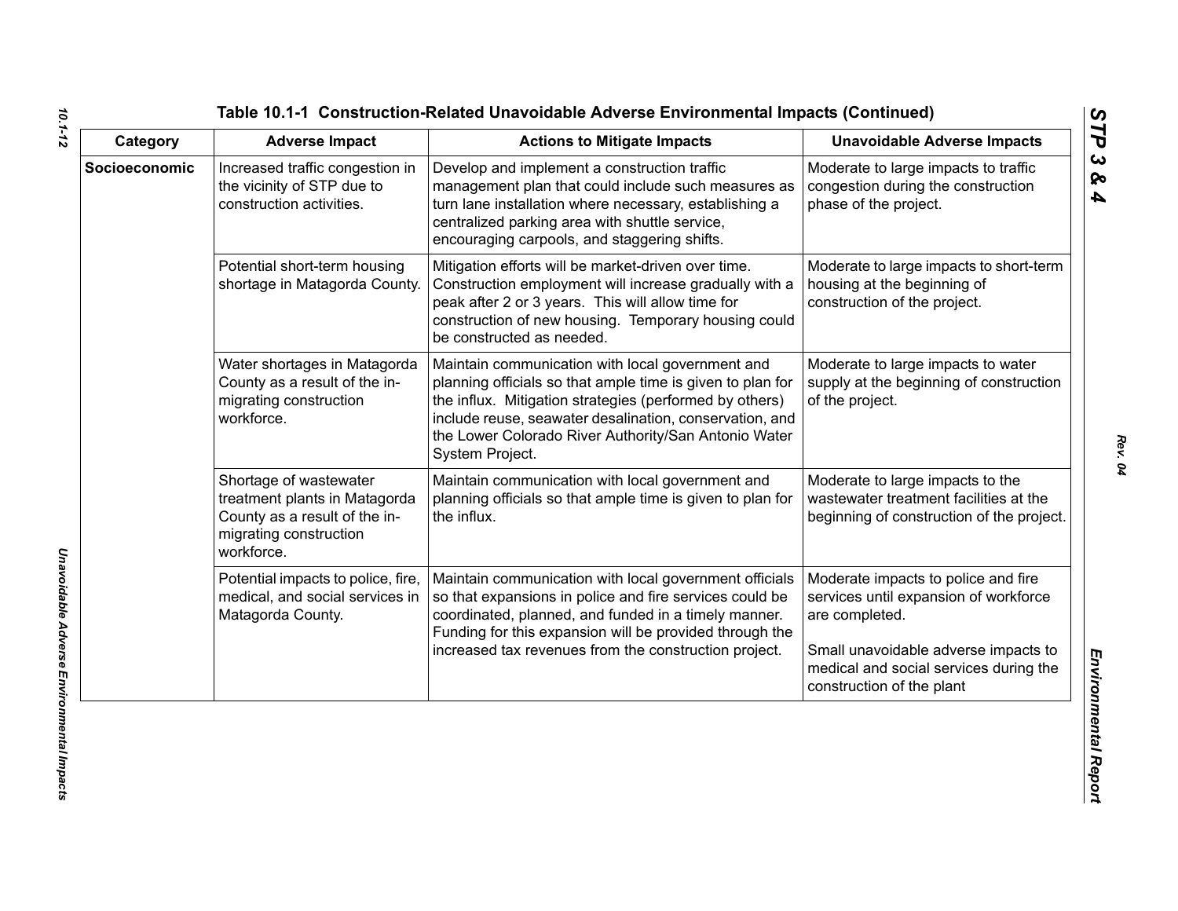**Table 10.1-1 Construction-Related Unavoidable Adverse Environmental Impacts (Continued)**

| Category | Adverse Impact | Actions to Mitigate Impacts | Unavoidable Adverse Impacts |
|---|---|---|---|
| **Socioeconomic** | Increased traffic congestion in the vicinity of STP due to construction activities. | Develop and implement a construction traffic management plan that could include such measures as turn lane installation where necessary, establishing a centralized parking area with shuttle service, encouraging carpools, and staggering shifts. | Moderate to large impacts to traffic congestion during the construction phase of the project. |
| | Potential short-term housing shortage in Matagorda County. | Mitigation efforts will be market-driven over time. Construction employment will increase gradually with a peak after 2 or 3 years. This will allow time for construction of new housing. Temporary housing could be constructed as needed. | Moderate to large impacts to short-term housing at the beginning of construction of the project. |
| | Water shortages in Matagorda County as a result of the in-migrating construction workforce. | Maintain communication with local government and planning officials so that ample time is given to plan for the influx. Mitigation strategies (performed by others) include reuse, seawater desalination, conservation, and the Lower Colorado River Authority/San Antonio Water System Project. | Moderate to large impacts to water supply at the beginning of construction of the project. |
| | Shortage of wastewater treatment plants in Matagorda County as a result of the in-migrating construction workforce. | Maintain communication with local government and planning officials so that ample time is given to plan for the influx. | Moderate to large impacts to the wastewater treatment facilities at the beginning of construction of the project. |
| | Potential impacts to police, fire, medical, and social services in Matagorda County. | Maintain communication with local government officials so that expansions in police and fire services could be coordinated, planned, and funded in a timely manner. Funding for this expansion will be provided through the increased tax revenues from the construction project. | Moderate impacts to police and fire services until expansion of workforce are completed.<br><br>Small unavoidable adverse impacts to medical and social services during the construction of the plant |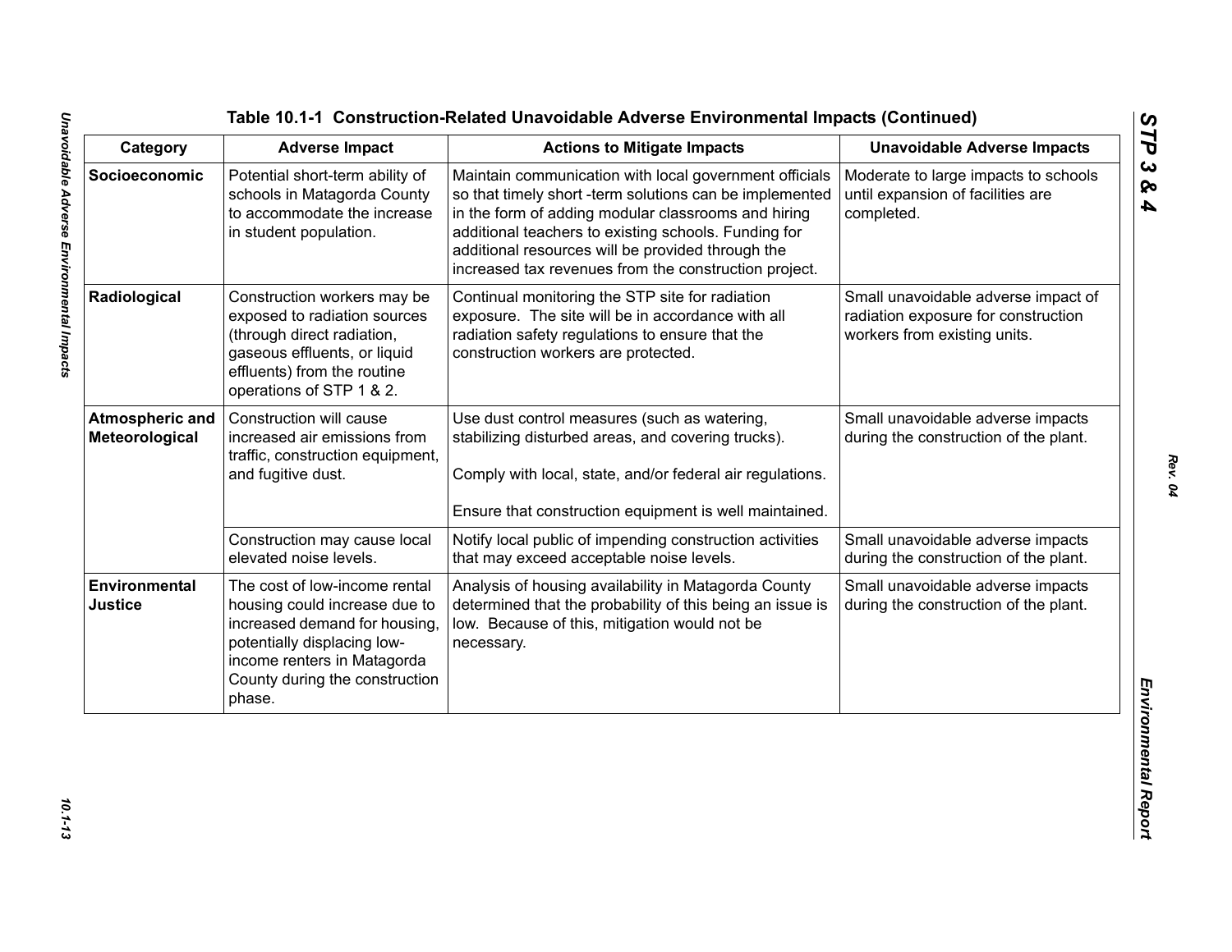## Table 10.1-1 Construction-Related Unavoidable Adverse Environmental Impacts (Continued)

| Category | Adverse Impact | Actions to Mitigate Impacts | Unavoidable Adverse Impacts |
|---|---|---|---|
| **Socioeconomic** | Potential short-term ability of schools in Matagorda County to accommodate the increase in student population. | Maintain communication with local government officials so that timely short -term solutions can be implemented in the form of adding modular classrooms and hiring additional teachers to existing schools. Funding for additional resources will be provided through the increased tax revenues from the construction project. | Moderate to large impacts to schools until expansion of facilities are completed. |
| **Radiological** | Construction workers may be exposed to radiation sources (through direct radiation, gaseous effluents, or liquid effluents) from the routine operations of STP 1 & 2. | Continual monitoring the STP site for radiation exposure. The site will be in accordance with all radiation safety regulations to ensure that the construction workers are protected. | Small unavoidable adverse impact of radiation exposure for construction workers from existing units. |
| **Atmospheric and Meteorological** | Construction will cause increased air emissions from traffic, construction equipment, and fugitive dust. | Use dust control measures (such as watering, stabilizing disturbed areas, and covering trucks).<br><br>Comply with local, state, and/or federal air regulations.<br><br>Ensure that construction equipment is well maintained. | Small unavoidable adverse impacts during the construction of the plant. |
| | Construction may cause local elevated noise levels. | Notify local public of impending construction activities that may exceed acceptable noise levels. | Small unavoidable adverse impacts during the construction of the plant. |
| **Environmental Justice** | The cost of low-income rental housing could increase due to increased demand for housing, potentially displacing low-income renters in Matagorda County during the construction phase. | Analysis of housing availability in Matagorda County determined that the probability of this being an issue is low. Because of this, mitigation would not be necessary. | Small unavoidable adverse impacts during the construction of the plant. |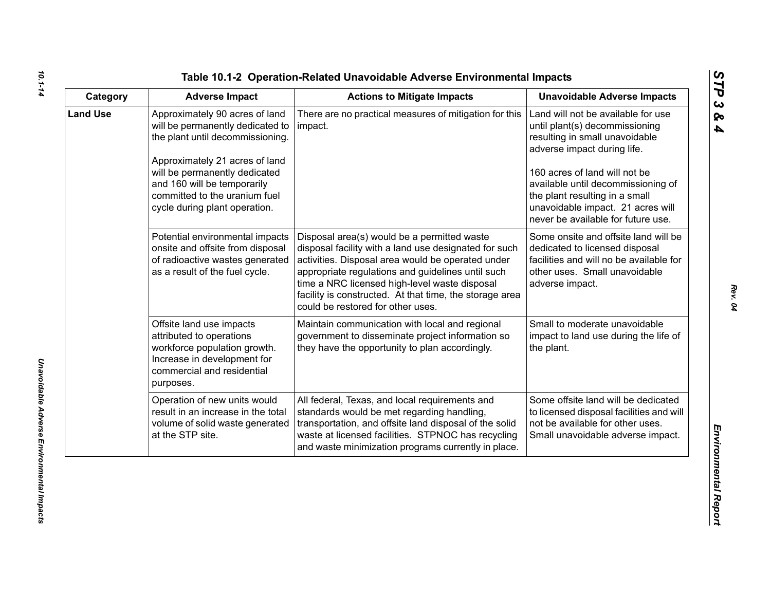## Table 10.1-2 Operation-Related Unavoidable Adverse Environmental Impacts

| Category | Adverse Impact | Actions to Mitigate Impacts | Unavoidable Adverse Impacts |
|---|---|---|---|
| **Land Use** | Approximately 90 acres of land will be permanently dedicated to the plant until decommissioning.<br><br>Approximately 21 acres of land will be permanently dedicated and 160 will be temporarily committed to the uranium fuel cycle during plant operation. | There are no practical measures of mitigation for this impact. | Land will not be available for use until plant(s) decommissioning resulting in small unavoidable adverse impact during life.<br><br>160 acres of land will not be available until decommissioning of the plant resulting in a small unavoidable impact. 21 acres will never be available for future use. |
| | Potential environmental impacts onsite and offsite from disposal of radioactive wastes generated as a result of the fuel cycle. | Disposal area(s) would be a permitted waste disposal facility with a land use designated for such activities. Disposal area would be operated under appropriate regulations and guidelines until such time a NRC licensed high-level waste disposal facility is constructed. At that time, the storage area could be restored for other uses. | Some onsite and offsite land will be dedicated to licensed disposal facilities and will no be available for other uses. Small unavoidable adverse impact. |
| | Offsite land use impacts attributed to operations workforce population growth. Increase in development for commercial and residential purposes. | Maintain communication with local and regional government to disseminate project information so they have the opportunity to plan accordingly. | Small to moderate unavoidable impact to land use during the life of the plant. |
| | Operation of new units would result in an increase in the total volume of solid waste generated at the STP site. | All federal, Texas, and local requirements and standards would be met regarding handling, transportation, and offsite land disposal of the solid waste at licensed facilities. STPNOC has recycling and waste minimization programs currently in place. | Some offsite land will be dedicated to licensed disposal facilities and will not be available for other uses. Small unavoidable adverse impact. |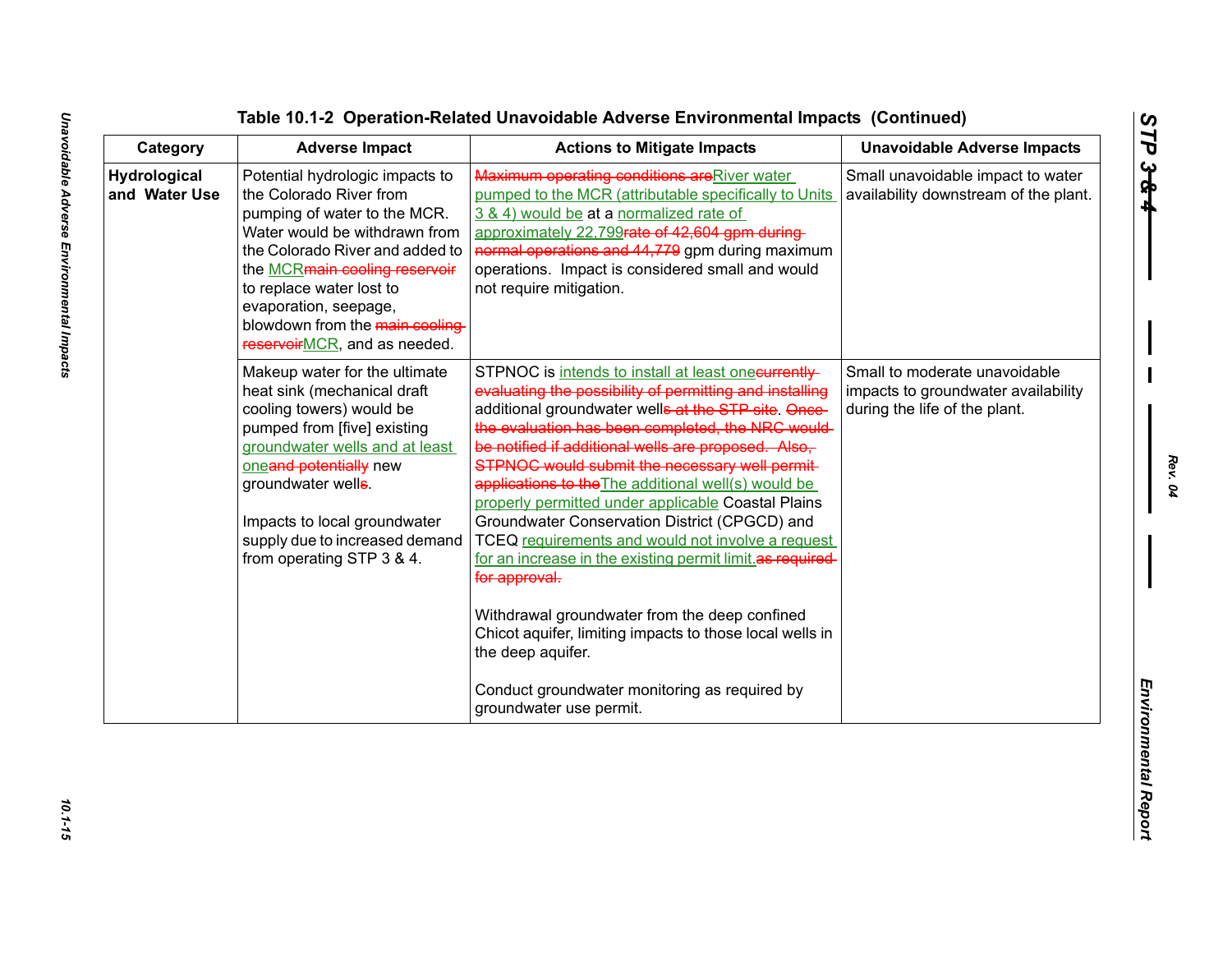**Table 10.1-2 Operation-Related Unavoidable Adverse Environmental Impacts (Continued)**

| Category | Adverse Impact | Actions to Mitigate Impacts | Unavoidable Adverse Impacts |
|---|---|---|---|
| **Hydrological and Water Use** | Potential hydrologic impacts to the Colorado River from pumping of water to the MCR. Water would be withdrawn from the Colorado River and added to the MCR~~main cooling reservoir~~ to replace water lost to evaporation, seepage, blowdown from the ~~main cooling reservoir~~MCR, and as needed. | ~~Maximum operating conditions are~~River water pumped to the MCR (attributable specifically to Units 3 & 4) would be at a normalized rate of approximately 22,799~~rate of 42,604 gpm during normal operations and 44,779~~ gpm during maximum operations. Impact is considered small and would not require mitigation. | Small unavoidable impact to water availability downstream of the plant. |
| | Makeup water for the ultimate heat sink (mechanical draft cooling towers) would be pumped from [five] existing groundwater wells and at least one~~and potentially~~ new groundwater well~~s~~.<br><br>Impacts to local groundwater supply due to increased demand from operating STP 3 & 4. | STPNOC is intends to install at least one~~currently evaluating the possibility of permitting and installing~~ additional groundwater well~~s at the STP site~~. ~~Once the evaluation has been completed, the NRC would be notified if additional wells are proposed. Also, STPNOC would submit the necessary well permit applications to the~~The additional well(s) would be properly permitted under applicable Coastal Plains Groundwater Conservation District (CPGCD) and TCEQ requirements and would not involve a request for an increase in the existing permit limit.~~as required for approval.~~<br><br>Withdrawal groundwater from the deep confined Chicot aquifer, limiting impacts to those local wells in the deep aquifer.<br><br>Conduct groundwater monitoring as required by groundwater use permit. | Small to moderate unavoidable impacts to groundwater availability during the life of the plant. |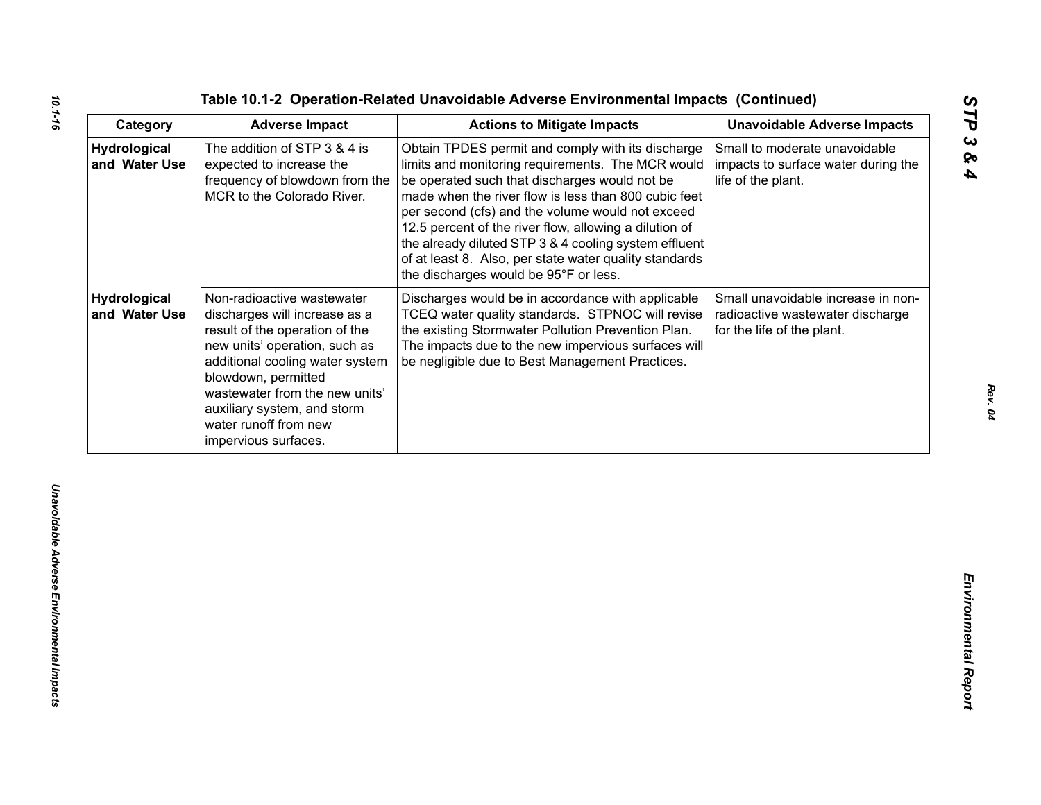## Table 10.1-2 Operation-Related Unavoidable Adverse Environmental Impacts (Continued)

| Category | Adverse Impact | Actions to Mitigate Impacts | Unavoidable Adverse Impacts |
|---|---|---|---|
| **Hydrological and Water Use** | The addition of STP 3 & 4 is expected to increase the frequency of blowdown from the MCR to the Colorado River. | Obtain TPDES permit and comply with its discharge limits and monitoring requirements. The MCR would be operated such that discharges would not be made when the river flow is less than 800 cubic feet per second (cfs) and the volume would not exceed 12.5 percent of the river flow, allowing a dilution of the already diluted STP 3 & 4 cooling system effluent of at least 8. Also, per state water quality standards the discharges would be 95°F or less. | Small to moderate unavoidable impacts to surface water during the life of the plant. |
| **Hydrological and Water Use** | Non-radioactive wastewater discharges will increase as a result of the operation of the new units' operation, such as additional cooling water system blowdown, permitted wastewater from the new units' auxiliary system, and storm water runoff from new impervious surfaces. | Discharges would be in accordance with applicable TCEQ water quality standards. STPNOC will revise the existing Stormwater Pollution Prevention Plan. The impacts due to the new impervious surfaces will be negligible due to Best Management Practices. | Small unavoidable increase in non-radioactive wastewater discharge for the life of the plant. |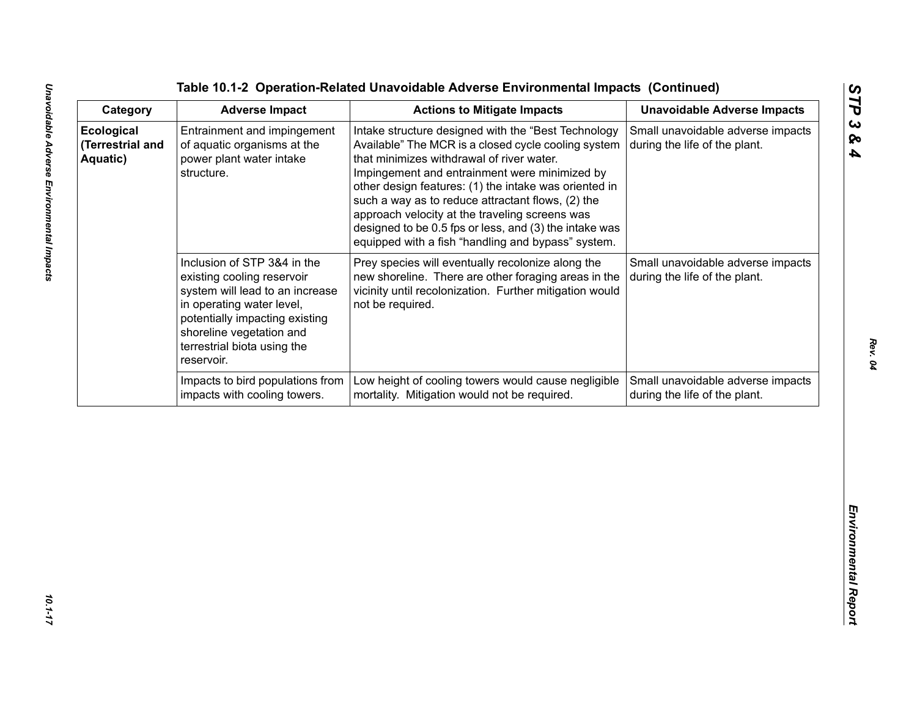Table 10.1-2 Operation-Related Unavoidable Adverse Environmental Impacts (Continued)

| Category | Adverse Impact | Actions to Mitigate Impacts | Unavoidable Adverse Impacts |
|---|---|---|---|
| **Ecological (Terrestrial and Aquatic)** | Entrainment and impingement of aquatic organisms at the power plant water intake structure. | Intake structure designed with the "Best Technology Available" The MCR is a closed cycle cooling system that minimizes withdrawal of river water. Impingement and entrainment were minimized by other design features: (1) the intake was oriented in such a way as to reduce attractant flows, (2) the approach velocity at the traveling screens was designed to be 0.5 fps or less, and (3) the intake was equipped with a fish "handling and bypass" system. | Small unavoidable adverse impacts during the life of the plant. |
| | Inclusion of STP 3&4 in the existing cooling reservoir system will lead to an increase in operating water level, potentially impacting existing shoreline vegetation and terrestrial biota using the reservoir. | Prey species will eventually recolonize along the new shoreline. There are other foraging areas in the vicinity until recolonization. Further mitigation would not be required. | Small unavoidable adverse impacts during the life of the plant. |
| | Impacts to bird populations from impacts with cooling towers. | Low height of cooling towers would cause negligible mortality. Mitigation would not be required. | Small unavoidable adverse impacts during the life of the plant. |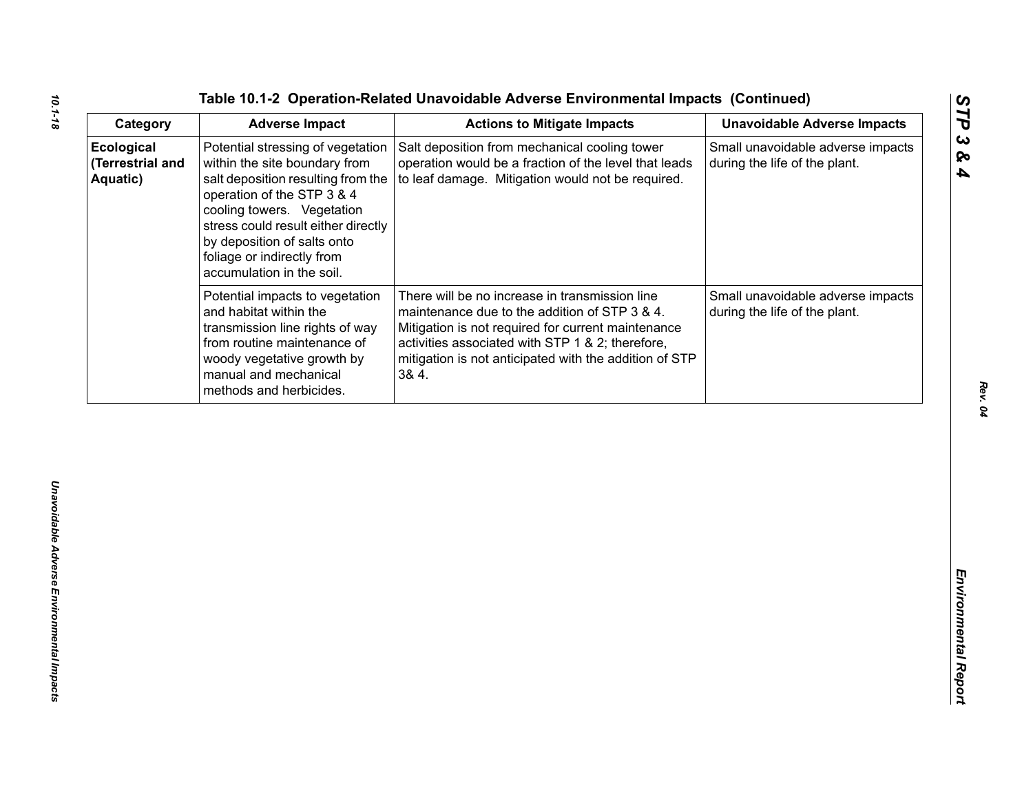Table 10.1-2 Operation-Related Unavoidable Adverse Environmental Impacts (Continued)

| Category | Adverse Impact | Actions to Mitigate Impacts | Unavoidable Adverse Impacts |
|---|---|---|---|
| **Ecological (Terrestrial and Aquatic)** | Potential stressing of vegetation within the site boundary from salt deposition resulting from the operation of the STP 3 & 4 cooling towers. Vegetation stress could result either directly by deposition of salts onto foliage or indirectly from accumulation in the soil. | Salt deposition from mechanical cooling tower operation would be a fraction of the level that leads to leaf damage. Mitigation would not be required. | Small unavoidable adverse impacts during the life of the plant. |
| | Potential impacts to vegetation and habitat within the transmission line rights of way from routine maintenance of woody vegetative growth by manual and mechanical methods and herbicides. | There will be no increase in transmission line maintenance due to the addition of STP 3 & 4. Mitigation is not required for current maintenance activities associated with STP 1 & 2; therefore, mitigation is not anticipated with the addition of STP 3& 4. | Small unavoidable adverse impacts during the life of the plant. |